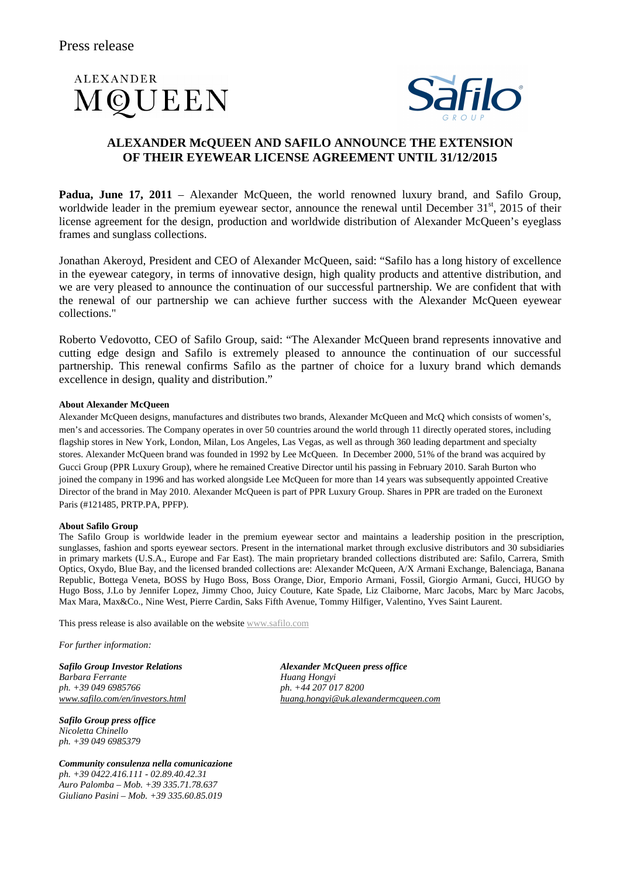Press release

ALEXANDER McQUEEN

Safilo GROUP

## ALEXANDER McQUEEN AND SAFILO ANNOUNCE THE EXTENSION OF THEIR EYEWEAR LICENSE AGREEMENT UNTIL 31/12/2015

**Padua, June 17, 2011** – Alexander McQueen, the world renowned luxury brand, and Safilo Group, worldwide leader in the premium eyewear sector, announce the renewal until December 31st, 2015 of their license agreement for the design, production and worldwide distribution of Alexander McQueen's eyeglass frames and sunglass collections.

Jonathan Akeroyd, President and CEO of Alexander McQueen, said: "Safilo has a long history of excellence in the eyewear category, in terms of innovative design, high quality products and attentive distribution, and we are very pleased to announce the continuation of our successful partnership. We are confident that with the renewal of our partnership we can achieve further success with the Alexander McQueen eyewear collections."

Roberto Vedovotto, CEO of Safilo Group, said: "The Alexander McQueen brand represents innovative and cutting edge design and Safilo is extremely pleased to announce the continuation of our successful partnership. This renewal confirms Safilo as the partner of choice for a luxury brand which demands excellence in design, quality and distribution."

**About Alexander McQueen**

Alexander McQueen designs, manufactures and distributes two brands, Alexander McQueen and McQ which consists of women's, men's and accessories. The Company operates in over 50 countries around the world through 11 directly operated stores, including flagship stores in New York, London, Milan, Los Angeles, Las Vegas, as well as through 360 leading department and specialty stores. Alexander McQueen brand was founded in 1992 by Lee McQueen. In December 2000, 51% of the brand was acquired by Gucci Group (PPR Luxury Group), where he remained Creative Director until his passing in February 2010. Sarah Burton who joined the company in 1996 and has worked alongside Lee McQueen for more than 14 years was subsequently appointed Creative Director of the brand in May 2010. Alexander McQueen is part of PPR Luxury Group. Shares in PPR are traded on the Euronext Paris (#121485, PRTP.PA, PPFP).

**About Safilo Group**

The Safilo Group is worldwide leader in the premium eyewear sector and maintains a leadership position in the prescription, sunglasses, fashion and sports eyewear sectors. Present in the international market through exclusive distributors and 30 subsidiaries in primary markets (U.S.A., Europe and Far East). The main proprietary branded collections distributed are: Safilo, Carrera, Smith Optics, Oxydo, Blue Bay, and the licensed branded collections are: Alexander McQueen, A/X Armani Exchange, Balenciaga, Banana Republic, Bottega Veneta, BOSS by Hugo Boss, Boss Orange, Dior, Emporio Armani, Fossil, Giorgio Armani, Gucci, HUGO by Hugo Boss, J.Lo by Jennifer Lopez, Jimmy Choo, Juicy Couture, Kate Spade, Liz Claiborne, Marc Jacobs, Marc by Marc Jacobs, Max Mara, Max&Co., Nine West, Pierre Cardin, Saks Fifth Avenue, Tommy Hilfiger, Valentino, Yves Saint Laurent.

This press release is also available on the website www.safilo.com

*For further information:*

***Safilo Group Investor Relations***
*Barbara Ferrante*
*ph. +39 049 6985766*
*www.safilo.com/en/investors.html*

***Safilo Group press office***
*Nicoletta Chinello*
*ph. +39 049 6985379*

***Community consulenza nella comunicazione***
*ph. +39 0422.416.111 - 02.89.40.42.31*
*Auro Palomba – Mob. +39 335.71.78.637*
*Giuliano Pasini – Mob. +39 335.60.85.019*

***Alexander McQueen press office***
*Huang Hongyi*
*ph. +44 207 017 8200*
*huang.hongyi@uk.alexandermcqueen.com*